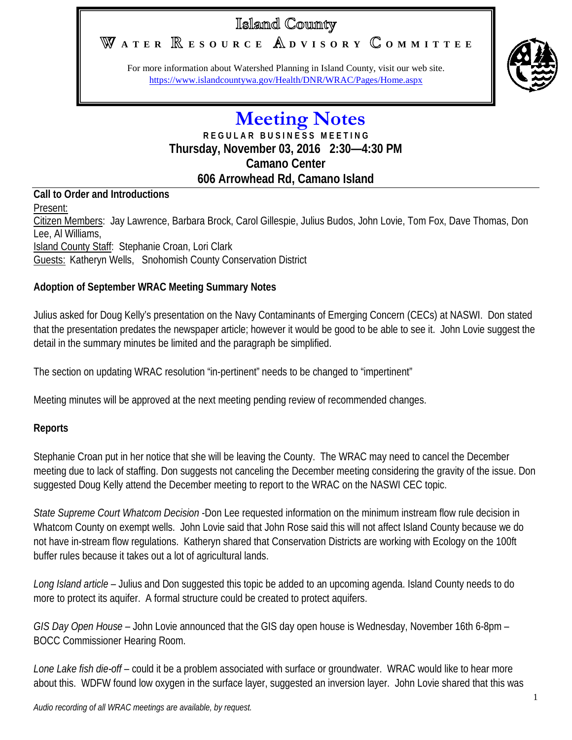# Island County

## WATER RESOURCE ADVISORY COMMITTEE

For more information about Watershed Planning in Island County, visit our web site.
https://www.islandcountywa.gov/Health/DNR/WRAC/Pages/Home.aspx

# Meeting Notes

**REGULAR BUSINESS MEETING**
**Thursday, November 03, 2016 2:30—4:30 PM**
**Camano Center**
**606 Arrowhead Rd, Camano Island**

**Call to Order and Introductions**

Present:
Citizen Members: Jay Lawrence, Barbara Brock, Carol Gillespie, Julius Budos, John Lovie, Tom Fox, Dave Thomas, Don Lee, Al Williams,
Island County Staff: Stephanie Croan, Lori Clark
Guests: Katheryn Wells, Snohomish County Conservation District

**Adoption of September WRAC Meeting Summary Notes**

Julius asked for Doug Kelly's presentation on the Navy Contaminants of Emerging Concern (CECs) at NASWI. Don stated that the presentation predates the newspaper article; however it would be good to be able to see it. John Lovie suggest the detail in the summary minutes be limited and the paragraph be simplified.

The section on updating WRAC resolution "in-pertinent" needs to be changed to "impertinent"

Meeting minutes will be approved at the next meeting pending review of recommended changes.

**Reports**

Stephanie Croan put in her notice that she will be leaving the County. The WRAC may need to cancel the December meeting due to lack of staffing. Don suggests not canceling the December meeting considering the gravity of the issue. Don suggested Doug Kelly attend the December meeting to report to the WRAC on the NASWI CEC topic.

*State Supreme Court Whatcom Decision* -Don Lee requested information on the minimum instream flow rule decision in Whatcom County on exempt wells. John Lovie said that John Rose said this will not affect Island County because we do not have in-stream flow regulations. Katheryn shared that Conservation Districts are working with Ecology on the 100ft buffer rules because it takes out a lot of agricultural lands.

*Long Island article* – Julius and Don suggested this topic be added to an upcoming agenda. Island County needs to do more to protect its aquifer. A formal structure could be created to protect aquifers.

*GIS Day Open House* – John Lovie announced that the GIS day open house is Wednesday, November 16th 6-8pm – BOCC Commissioner Hearing Room.

*Lone Lake fish die-off* – could it be a problem associated with surface or groundwater. WRAC would like to hear more about this. WDFW found low oxygen in the surface layer, suggested an inversion layer. John Lovie shared that this was

*Audio recording of all WRAC meetings are available, by request.*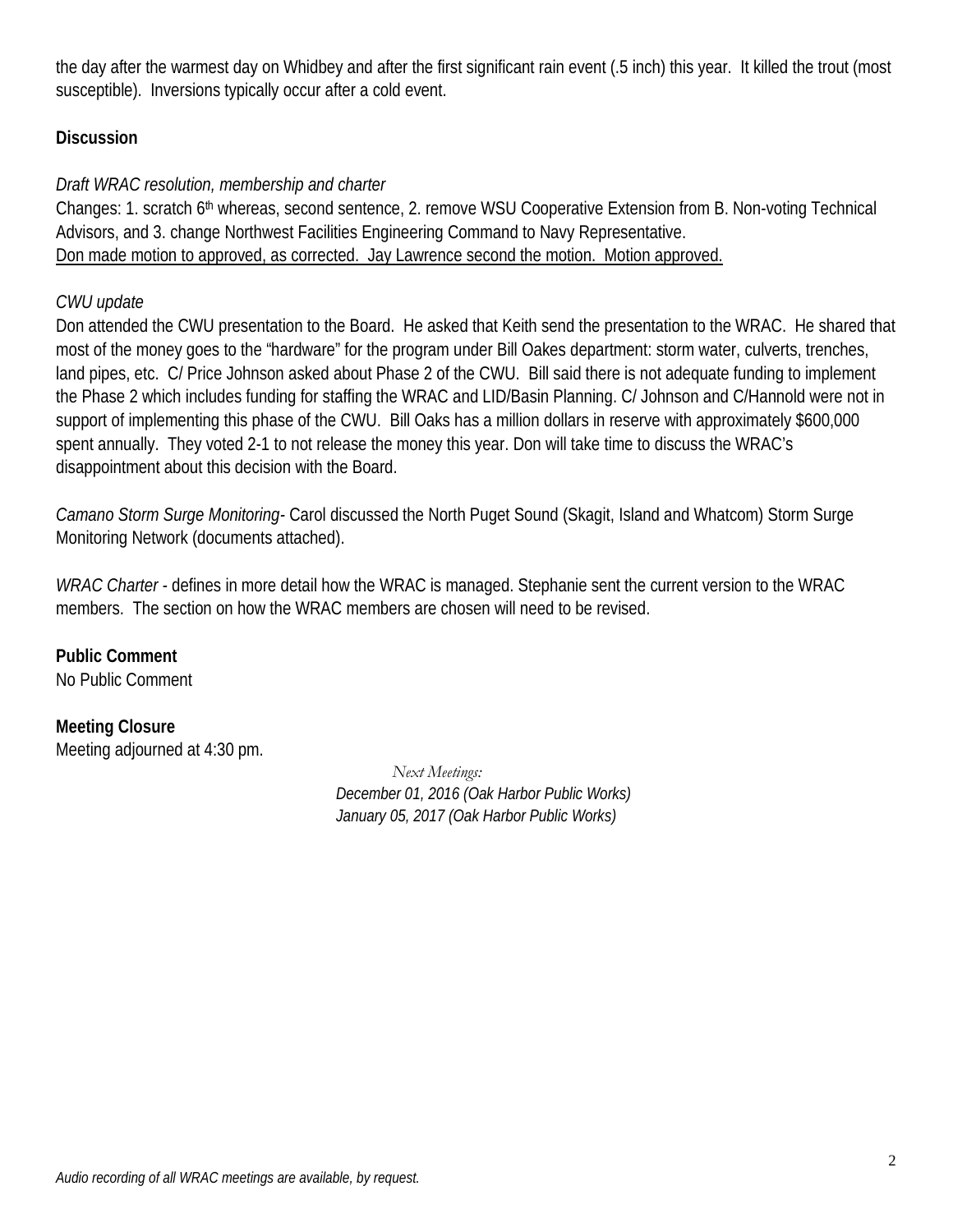the day after the warmest day on Whidbey and after the first significant rain event (.5 inch) this year. It killed the trout (most susceptible). Inversions typically occur after a cold event.

**Discussion**

*Draft WRAC resolution, membership and charter*
Changes: 1. scratch 6th whereas, second sentence, 2. remove WSU Cooperative Extension from B. Non-voting Technical Advisors, and 3. change Northwest Facilities Engineering Command to Navy Representative.
<u>Don made motion to approved, as corrected. Jay Lawrence second the motion. Motion approved.</u>

*CWU update*
Don attended the CWU presentation to the Board. He asked that Keith send the presentation to the WRAC. He shared that most of the money goes to the "hardware" for the program under Bill Oakes department: storm water, culverts, trenches, land pipes, etc. C/ Price Johnson asked about Phase 2 of the CWU. Bill said there is not adequate funding to implement the Phase 2 which includes funding for staffing the WRAC and LID/Basin Planning. C/ Johnson and C/Hannold were not in support of implementing this phase of the CWU. Bill Oaks has a million dollars in reserve with approximately $600,000 spent annually. They voted 2-1 to not release the money this year. Don will take time to discuss the WRAC's disappointment about this decision with the Board.

*Camano Storm Surge Monitoring*- Carol discussed the North Puget Sound (Skagit, Island and Whatcom) Storm Surge Monitoring Network (documents attached).

*WRAC Charter* - defines in more detail how the WRAC is managed. Stephanie sent the current version to the WRAC members. The section on how the WRAC members are chosen will need to be revised.

**Public Comment**
No Public Comment

**Meeting Closure**
Meeting adjourned at 4:30 pm.

*Next Meetings:*
*December 01, 2016 (Oak Harbor Public Works)*
*January 05, 2017 (Oak Harbor Public Works)*

*Audio recording of all WRAC meetings are available, by request.*